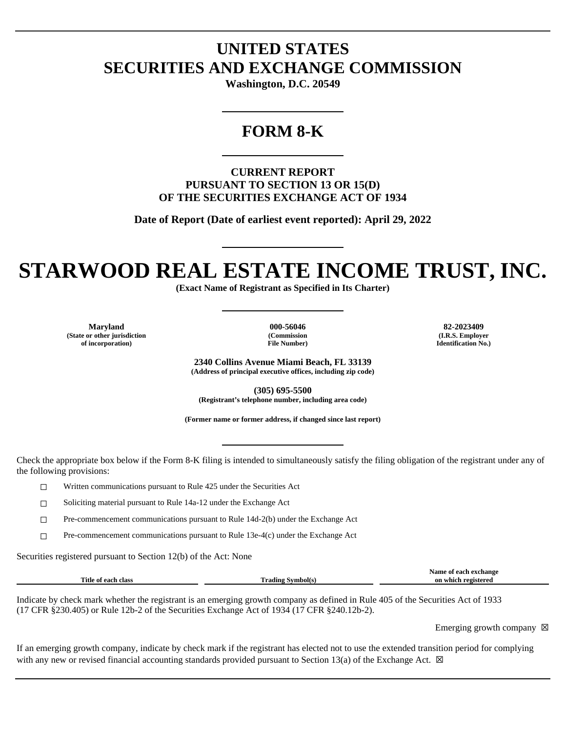# UNITED STATES
# SECURITIES AND EXCHANGE COMMISSION

**Washington, D.C. 20549**

---

# FORM 8-K

---

**CURRENT REPORT**
**PURSUANT TO SECTION 13 OR 15(D)**
**OF THE SECURITIES EXCHANGE ACT OF 1934**

**Date of Report (Date of earliest event reported): April 29, 2022**

---

# STARWOOD REAL ESTATE INCOME TRUST, INC.

**(Exact Name of Registrant as Specified in Its Charter)**

---

| Maryland | 000-56046 | 82-2023409 |
|---|---|---|
| (State or other jurisdiction of incorporation) | (Commission File Number) | (I.R.S. Employer Identification No.) |

**2340 Collins Avenue Miami Beach, FL 33139**
**(Address of principal executive offices, including zip code)**

**(305) 695-5500**
**(Registrant's telephone number, including area code)**

**(Former name or former address, if changed since last report)**

---

Check the appropriate box below if the Form 8-K filing is intended to simultaneously satisfy the filing obligation of the registrant under any of the following provisions:

- ☐ Written communications pursuant to Rule 425 under the Securities Act
- ☐ Soliciting material pursuant to Rule 14a-12 under the Exchange Act
- ☐ Pre-commencement communications pursuant to Rule 14d-2(b) under the Exchange Act
- ☐ Pre-commencement communications pursuant to Rule 13e-4(c) under the Exchange Act

Securities registered pursuant to Section 12(b) of the Act: None

| Title of each class | Trading Symbol(s) | Name of each exchange on which registered |
|---|---|---|

Indicate by check mark whether the registrant is an emerging growth company as defined in Rule 405 of the Securities Act of 1933 (17 CFR §230.405) or Rule 12b-2 of the Securities Exchange Act of 1934 (17 CFR §240.12b-2).

Emerging growth company ☒

If an emerging growth company, indicate by check mark if the registrant has elected not to use the extended transition period for complying with any new or revised financial accounting standards provided pursuant to Section 13(a) of the Exchange Act. ☒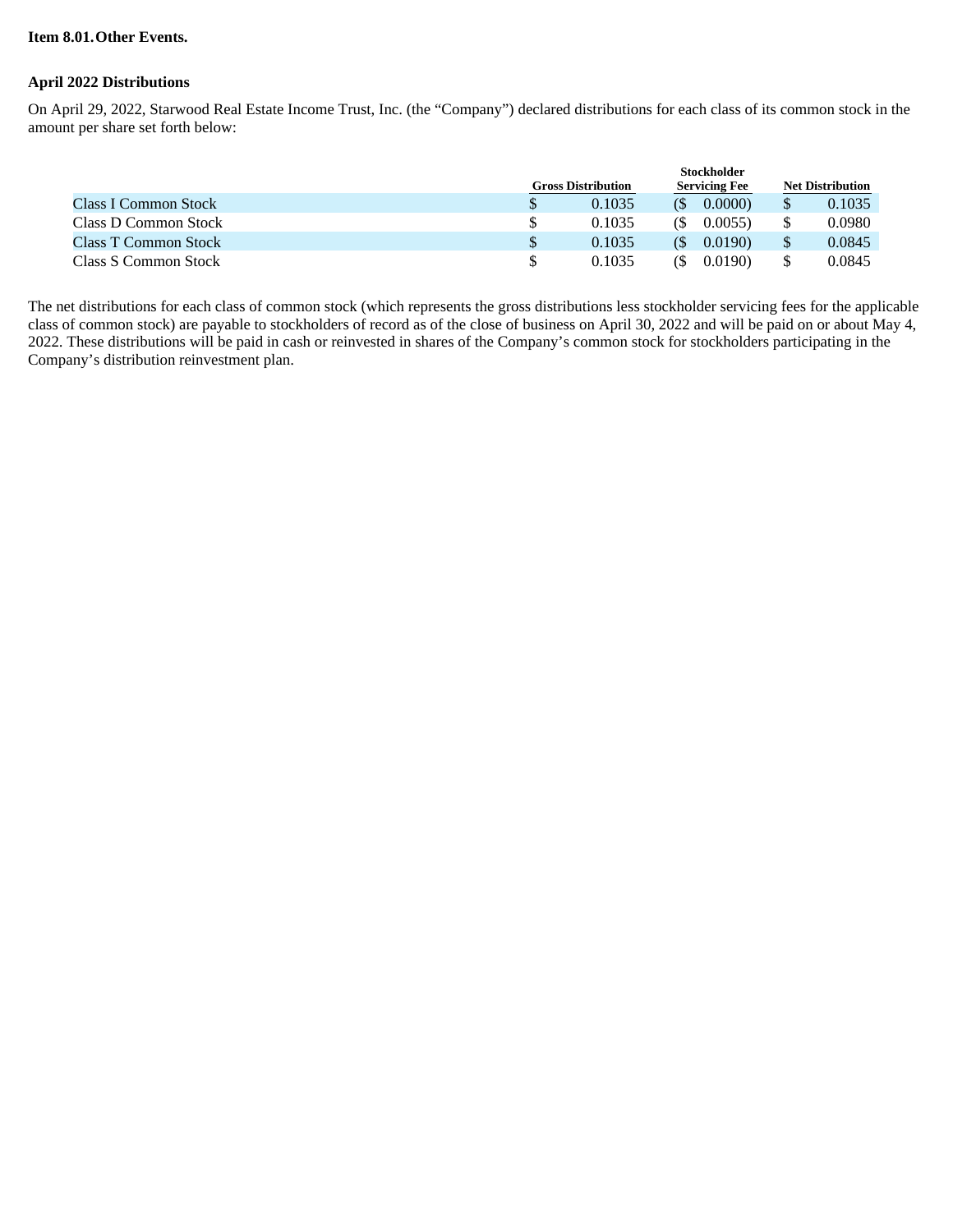**Item 8.01. Other Events.**

**April 2022 Distributions**

On April 29, 2022, Starwood Real Estate Income Trust, Inc. (the "Company") declared distributions for each class of its common stock in the amount per share set forth below:

| | Gross Distribution | Stockholder Servicing Fee | Net Distribution |
|---|---|---|---|
| Class I Common Stock | $ 0.1035 | ($ 0.0000) | $ 0.1035 |
| Class D Common Stock | $ 0.1035 | ($ 0.0055) | $ 0.0980 |
| Class T Common Stock | $ 0.1035 | ($ 0.0190) | $ 0.0845 |
| Class S Common Stock | $ 0.1035 | ($ 0.0190) | $ 0.0845 |

The net distributions for each class of common stock (which represents the gross distributions less stockholder servicing fees for the applicable class of common stock) are payable to stockholders of record as of the close of business on April 30, 2022 and will be paid on or about May 4, 2022. These distributions will be paid in cash or reinvested in shares of the Company's common stock for stockholders participating in the Company's distribution reinvestment plan.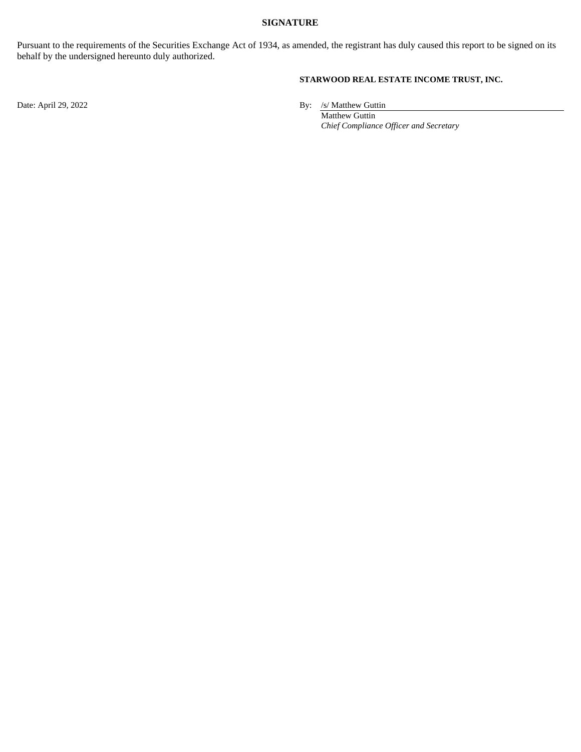## SIGNATURE

Pursuant to the requirements of the Securities Exchange Act of 1934, as amended, the registrant has duly caused this report to be signed on its behalf by the undersigned hereunto duly authorized.

**STARWOOD REAL ESTATE INCOME TRUST, INC.**

Date: April 29, 2022

By: /s/ Matthew Guttin
Matthew Guttin
*Chief Compliance Officer and Secretary*